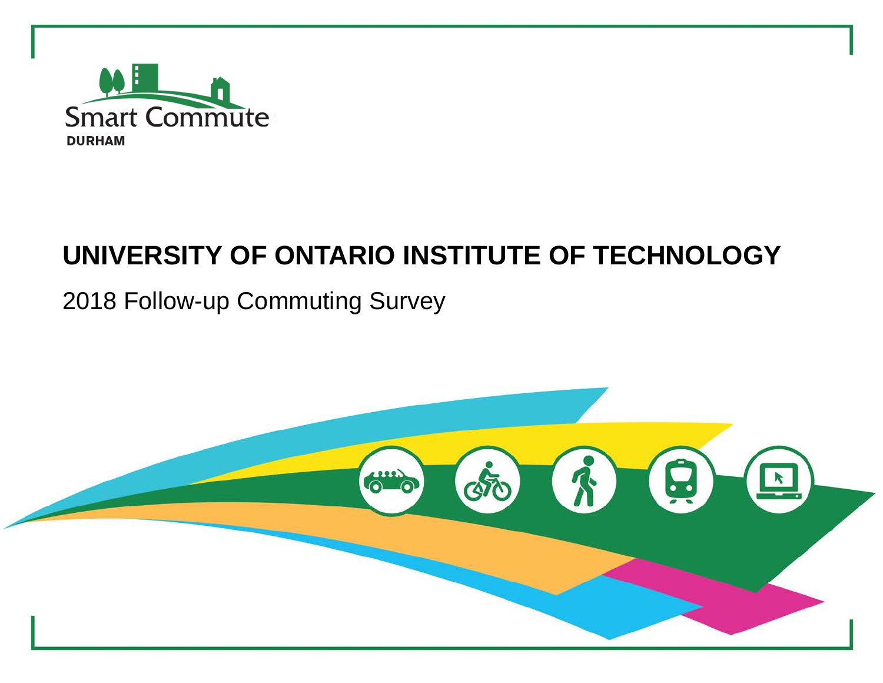Smart Commute

DURHAM

# UNIVERSITY OF ONTARIO INSTITUTE OF TECHNOLOGY

2018 Follow-up Commuting Survey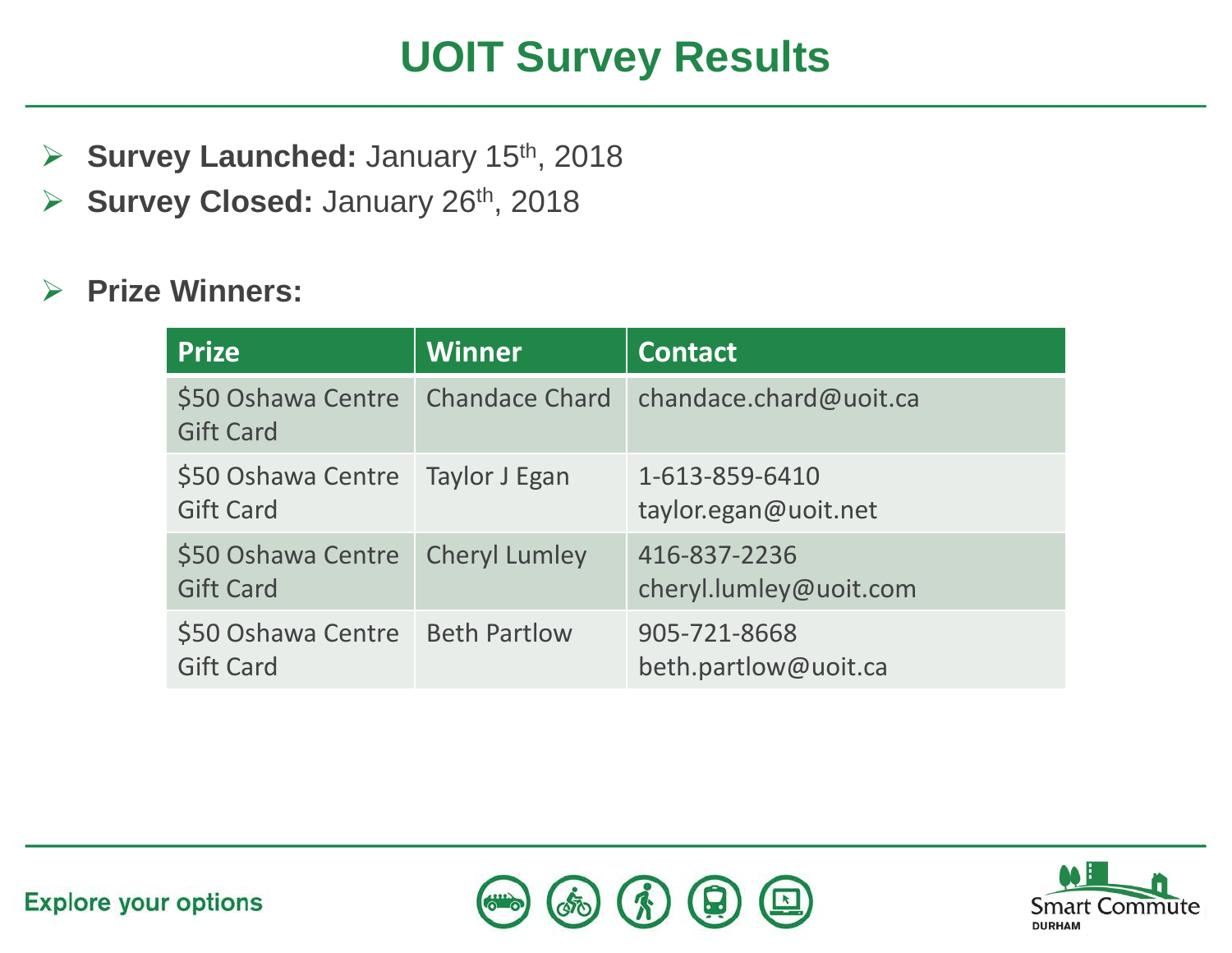# UOIT Survey Results

- **Survey Launched:** January 15th, 2018
- **Survey Closed:** January 26th, 2018

- **Prize Winners:**

| Prize | Winner | Contact |
|---|---|---|
| $50 Oshawa Centre Gift Card | Chandace Chard | chandace.chard@uoit.ca |
| $50 Oshawa Centre Gift Card | Taylor J Egan | 1-613-859-6410 taylor.egan@uoit.net |
| $50 Oshawa Centre Gift Card | Cheryl Lumley | 416-837-2236 cheryl.lumley@uoit.com |
| $50 Oshawa Centre Gift Card | Beth Partlow | 905-721-8668 beth.partlow@uoit.ca |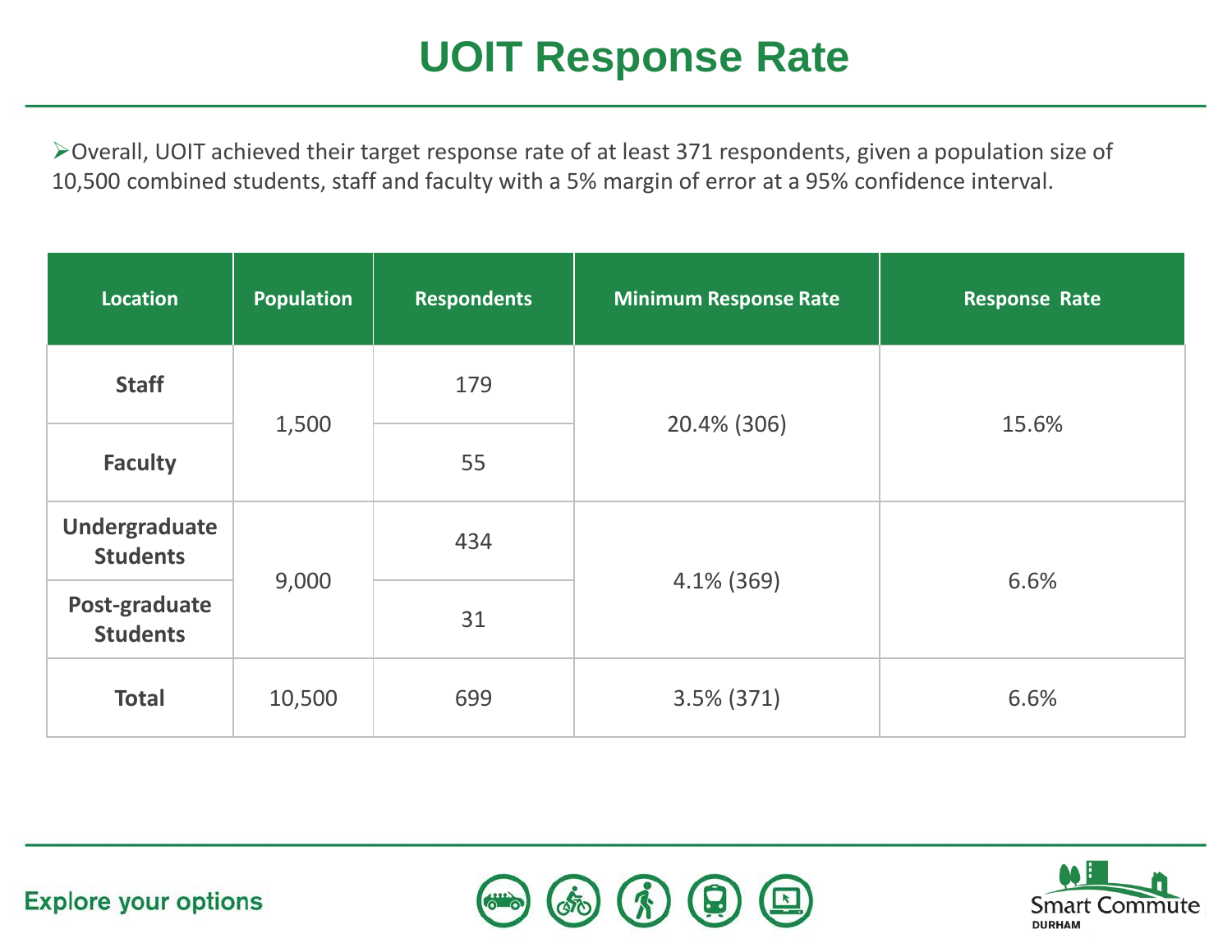# UOIT Response Rate

- Overall, UOIT achieved their target response rate of at least 371 respondents, given a population size of 10,500 combined students, staff and faculty with a 5% margin of error at a 95% confidence interval.

| Location | Population | Respondents | Minimum Response Rate | Response Rate |
|---|---|---|---|---|
| **Staff** | 1,500 | 179 | 20.4% (306) | 15.6% |
| **Faculty** | | 55 | | |
| **Undergraduate Students** | 9,000 | 434 | 4.1% (369) | 6.6% |
| **Post-graduate Students** | | 31 | | |
| **Total** | 10,500 | 699 | 3.5% (371) | 6.6% |

Explore your options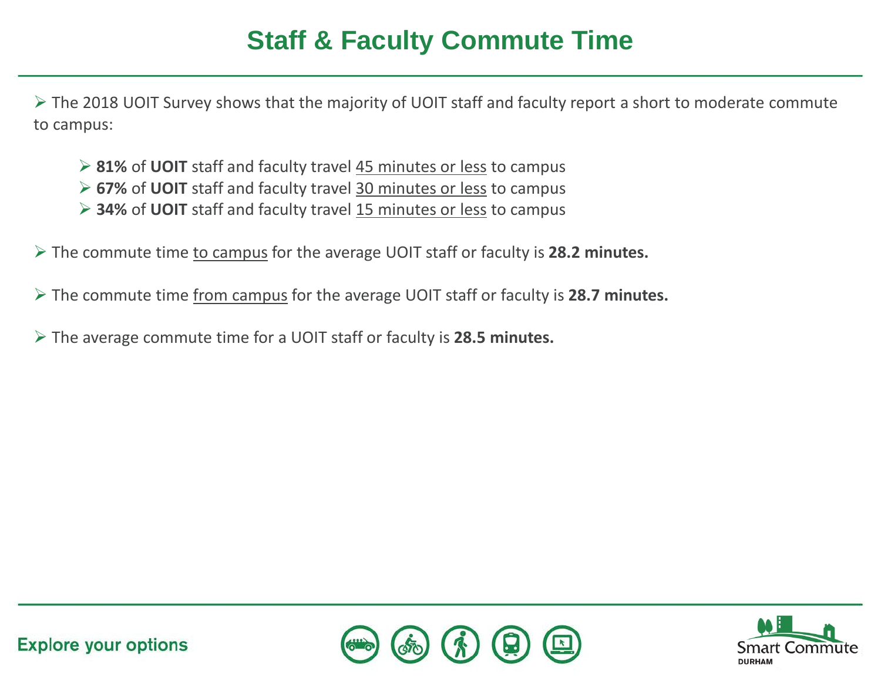# Staff & Faculty Commute Time

- The 2018 UOIT Survey shows that the majority of UOIT staff and faculty report a short to moderate commute to campus:
  - **81%** of **UOIT** staff and faculty travel 45 minutes or less to campus
  - **67%** of **UOIT** staff and faculty travel 30 minutes or less to campus
  - **34%** of **UOIT** staff and faculty travel 15 minutes or less to campus
- The commute time to campus for the average UOIT staff or faculty is **28.2 minutes.**
- The commute time from campus for the average UOIT staff or faculty is **28.7 minutes.**
- The average commute time for a UOIT staff or faculty is **28.5 minutes.**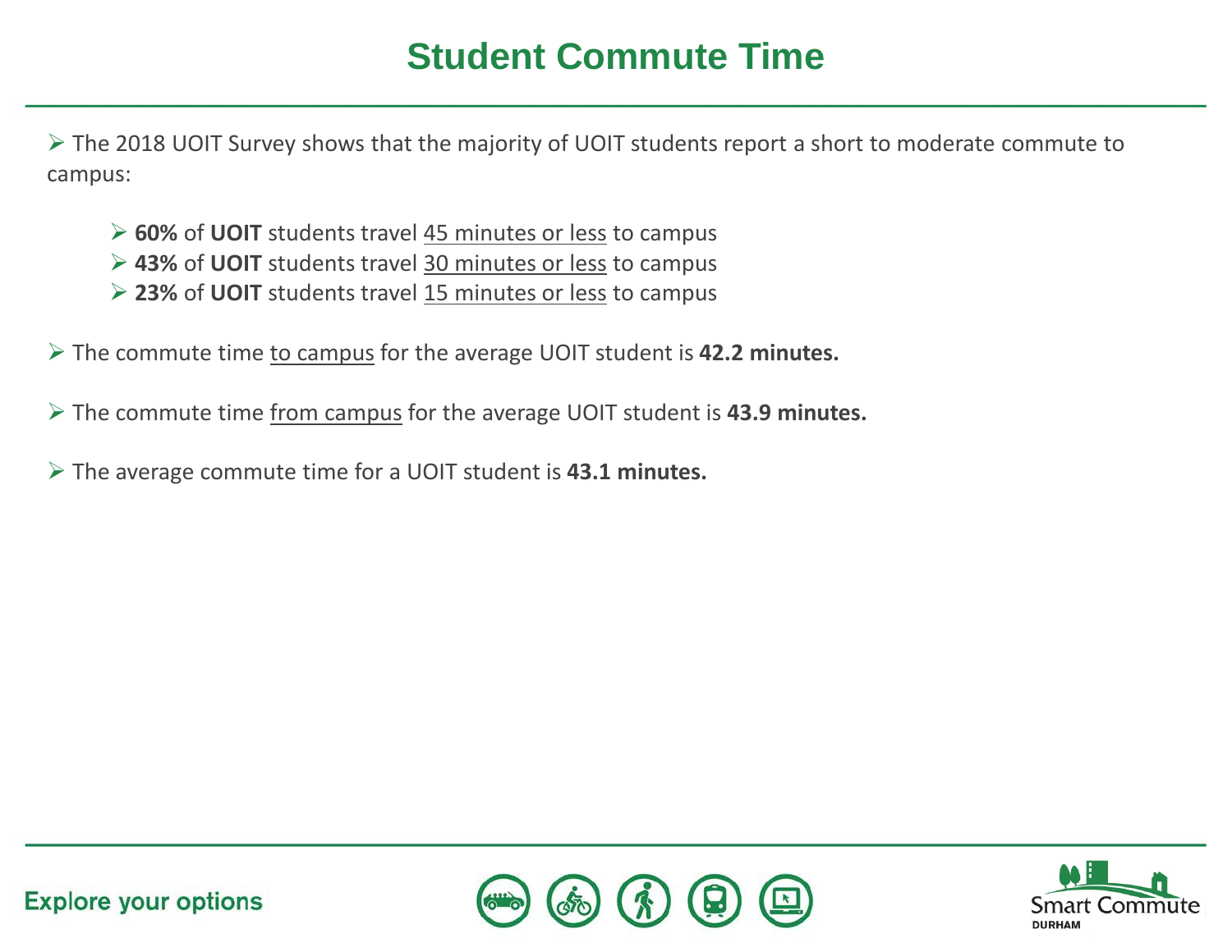# Student Commute Time

- The 2018 UOIT Survey shows that the majority of UOIT students report a short to moderate commute to campus:
  - **60%** of **UOIT** students travel <u>45 minutes or less</u> to campus
  - **43%** of **UOIT** students travel <u>30 minutes or less</u> to campus
  - **23%** of **UOIT** students travel <u>15 minutes or less</u> to campus

- The commute time <u>to campus</u> for the average UOIT student is **42.2 minutes.**

- The commute time <u>from campus</u> for the average UOIT student is **43.9 minutes.**

- The average commute time for a UOIT student is **43.1 minutes.**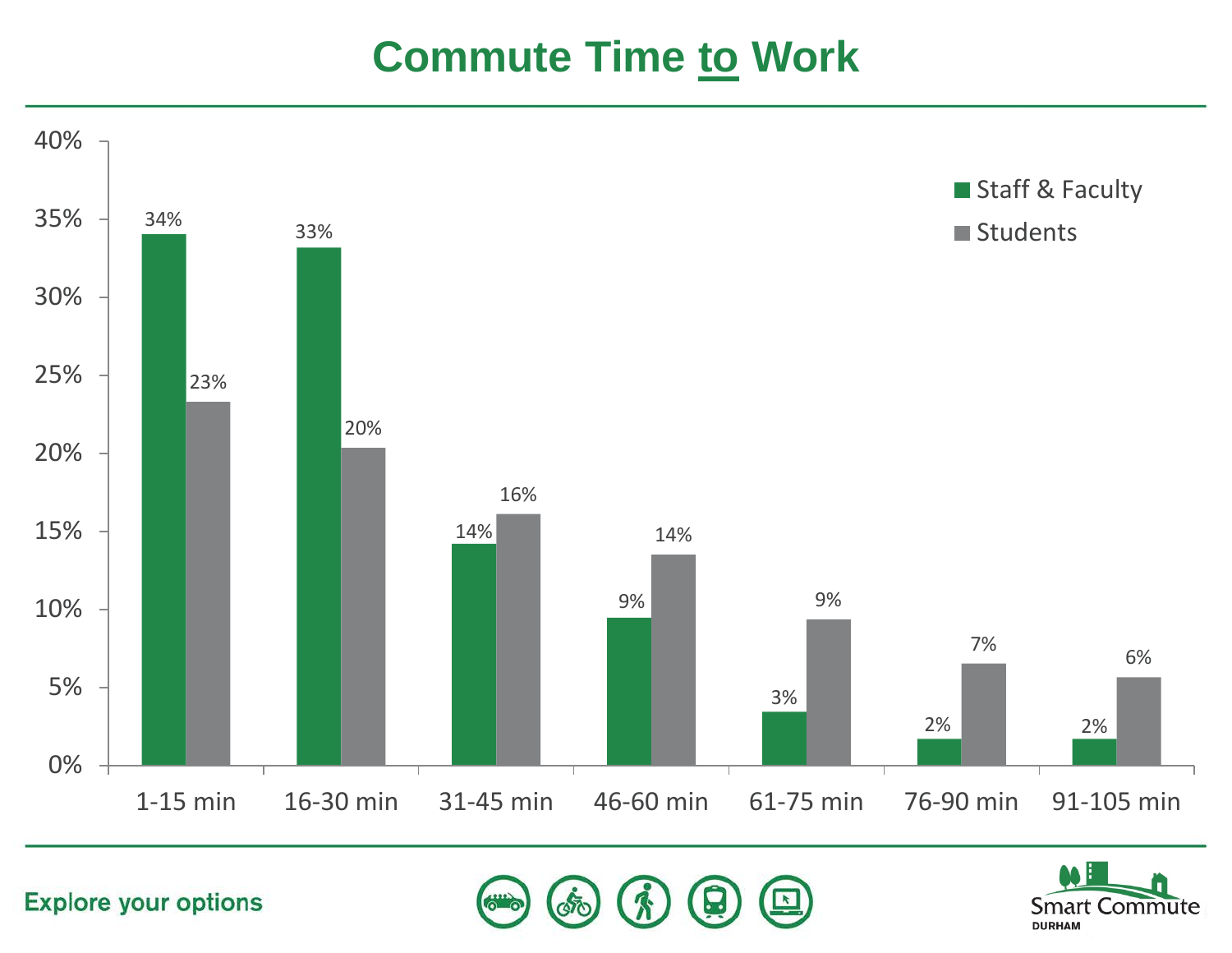# Commute Time to Work

| Commute Time | Staff & Faculty | Students |
| --- | --- | --- |
| 1-15 min | 34% | 23% |
| 16-30 min | 33% | 20% |
| 31-45 min | 14% | 16% |
| 46-60 min | 9% | 14% |
| 61-75 min | 3% | 9% |
| 76-90 min | 2% | 7% |
| 91-105 min | 2% | 6% |

Explore your options

Smart Commute DURHAM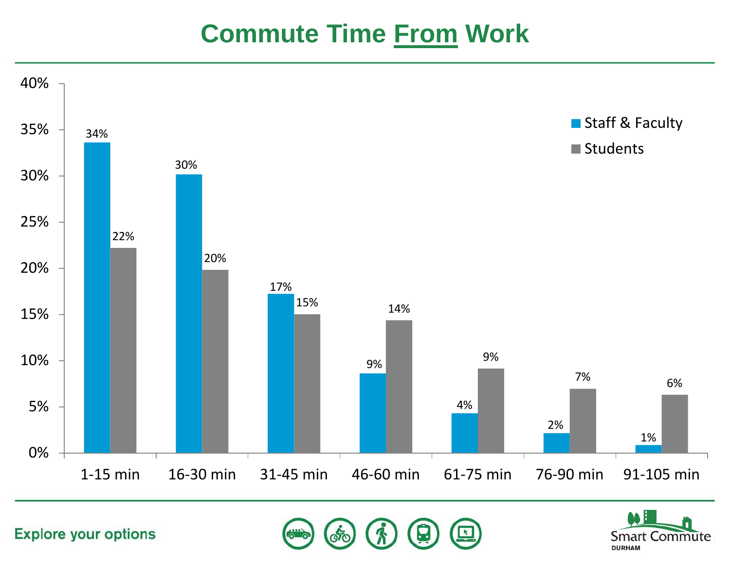# Commute Time From Work

| | Staff & Faculty | Students |
|---|---|---|
| 1-15 min | 34% | 22% |
| 16-30 min | 30% | 20% |
| 31-45 min | 17% | 15% |
| 46-60 min | 9% | 14% |
| 61-75 min | 4% | 9% |
| 76-90 min | 2% | 7% |
| 91-105 min | 1% | 6% |

Explore your options

Smart Commute DURHAM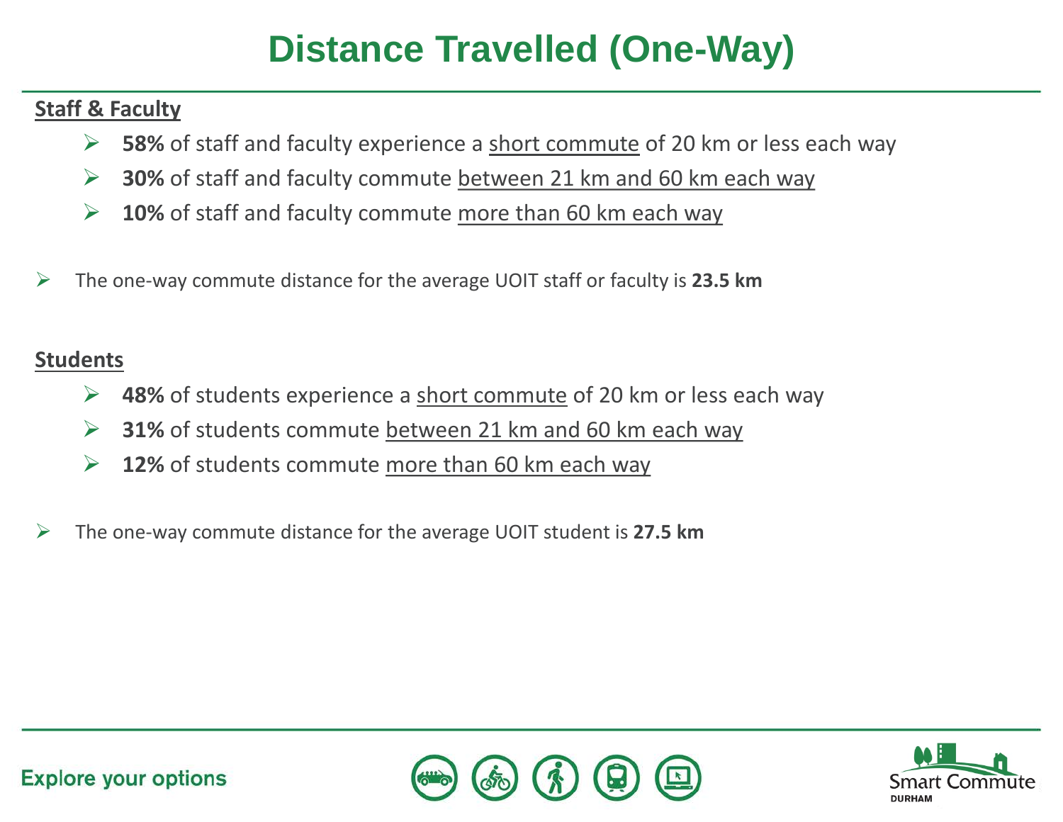# Distance Travelled (One-Way)

**Staff & Faculty**

- **58%** of staff and faculty experience a short commute of 20 km or less each way
- **30%** of staff and faculty commute between 21 km and 60 km each way
- **10%** of staff and faculty commute more than 60 km each way

- The one-way commute distance for the average UOIT staff or faculty is **23.5 km**

**Students**

- **48%** of students experience a short commute of 20 km or less each way
- **31%** of students commute between 21 km and 60 km each way
- **12%** of students commute more than 60 km each way

- The one-way commute distance for the average UOIT student is **27.5 km**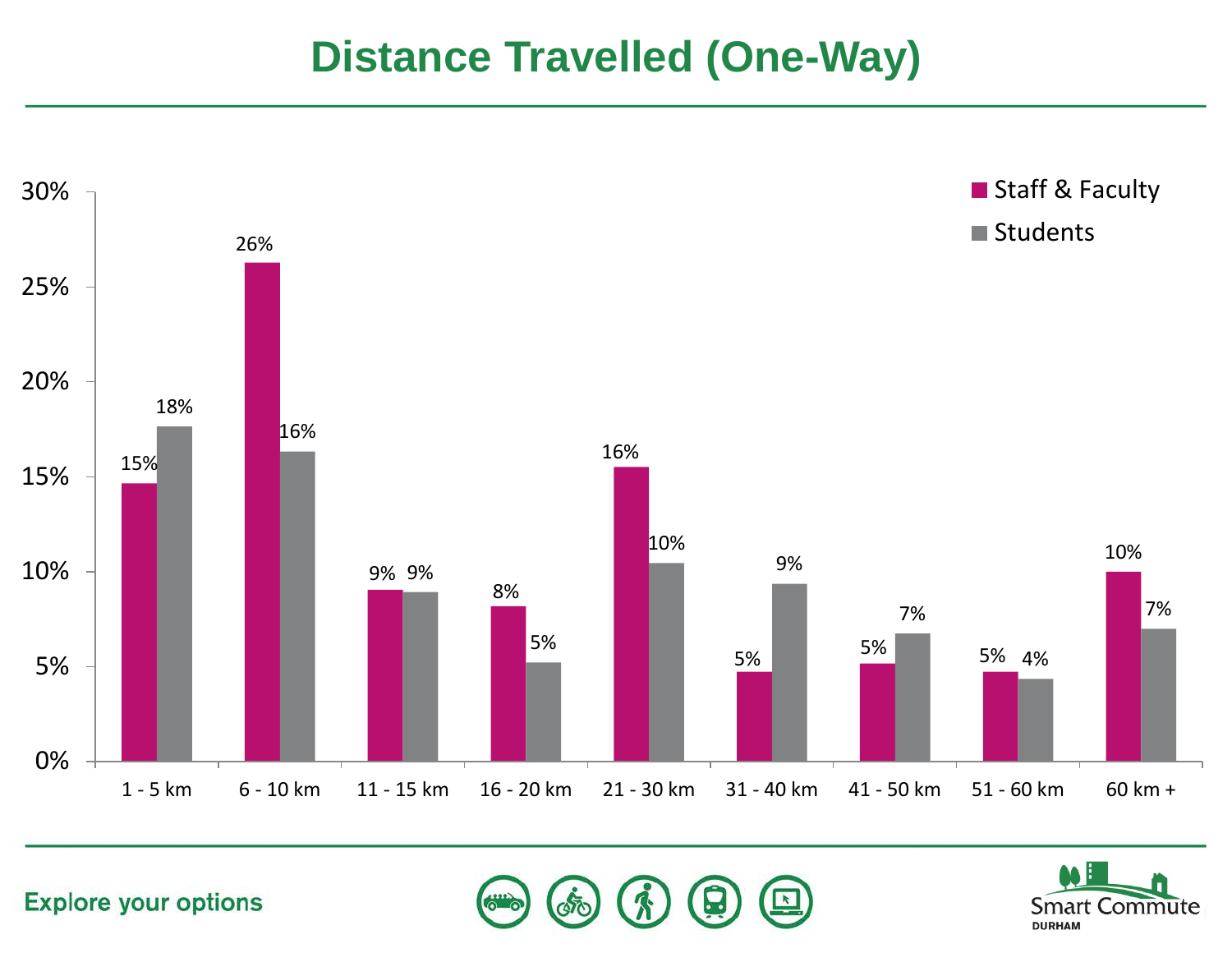# Distance Travelled (One-Way)

| Distance | Staff & Faculty | Students |
|---|---|---|
| 1 - 5 km | 15% | 18% |
| 6 - 10 km | 26% | 16% |
| 11 - 15 km | 9% | 9% |
| 16 - 20 km | 8% | 5% |
| 21 - 30 km | 16% | 10% |
| 31 - 40 km | 5% | 9% |
| 41 - 50 km | 5% | 7% |
| 51 - 60 km | 5% | 4% |
| 60 km + | 10% | 7% |

Explore your options

Smart Commute DURHAM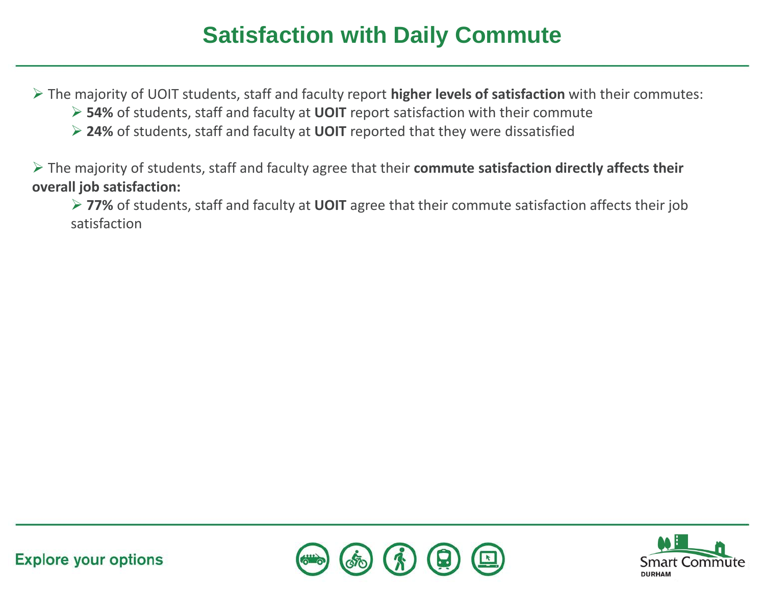# Satisfaction with Daily Commute

- The majority of UOIT students, staff and faculty report **higher levels of satisfaction** with their commutes:
  - **54%** of students, staff and faculty at **UOIT** report satisfaction with their commute
  - **24%** of students, staff and faculty at **UOIT** reported that they were dissatisfied

- The majority of students, staff and faculty agree that their **commute satisfaction directly affects their overall job satisfaction:**
  - **77%** of students, staff and faculty at **UOIT** agree that their commute satisfaction affects their job satisfaction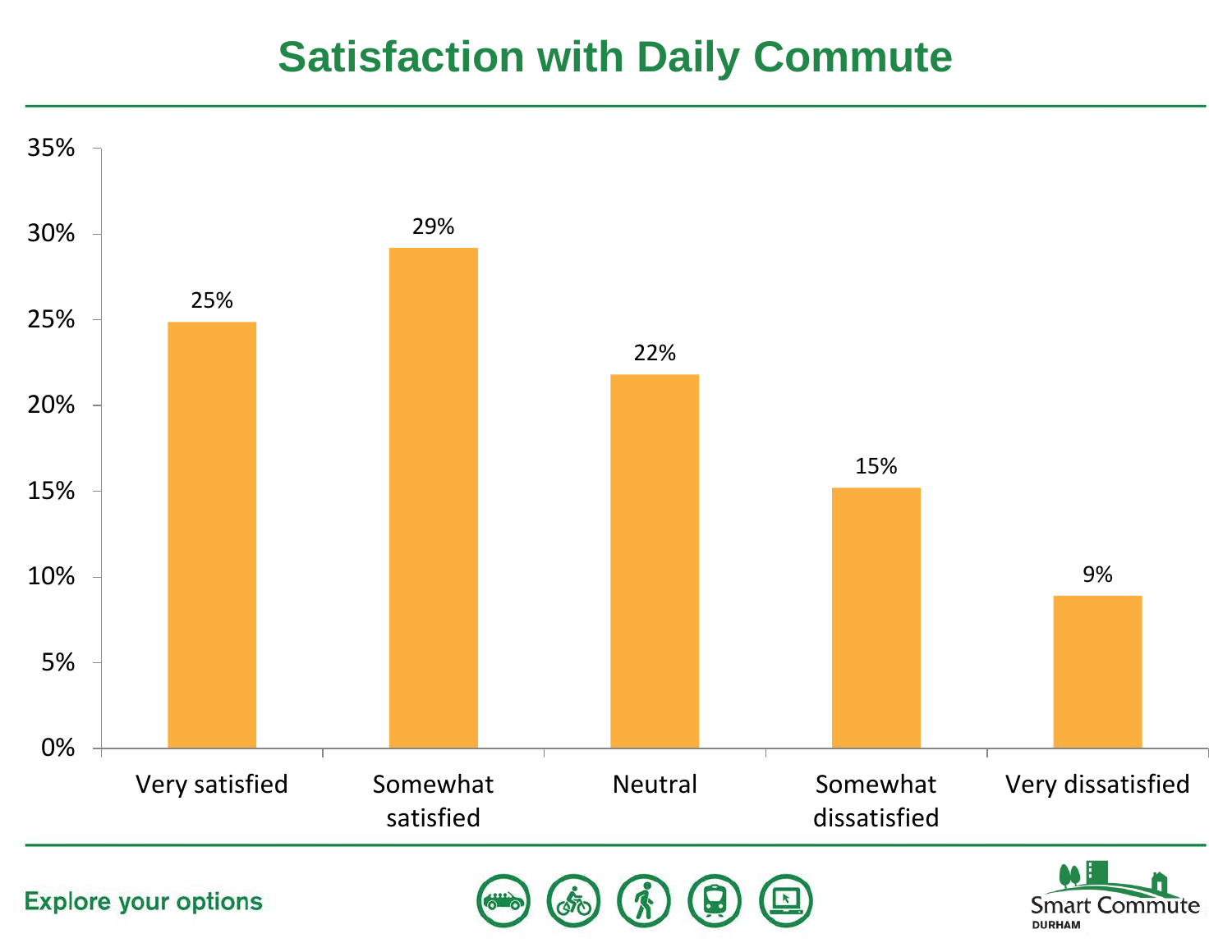# Satisfaction with Daily Commute

| Response | Percentage |
|---|---|
| Very satisfied | 25% |
| Somewhat satisfied | 29% |
| Neutral | 22% |
| Somewhat dissatisfied | 15% |
| Very dissatisfied | 9% |

Explore your options

Smart Commute DURHAM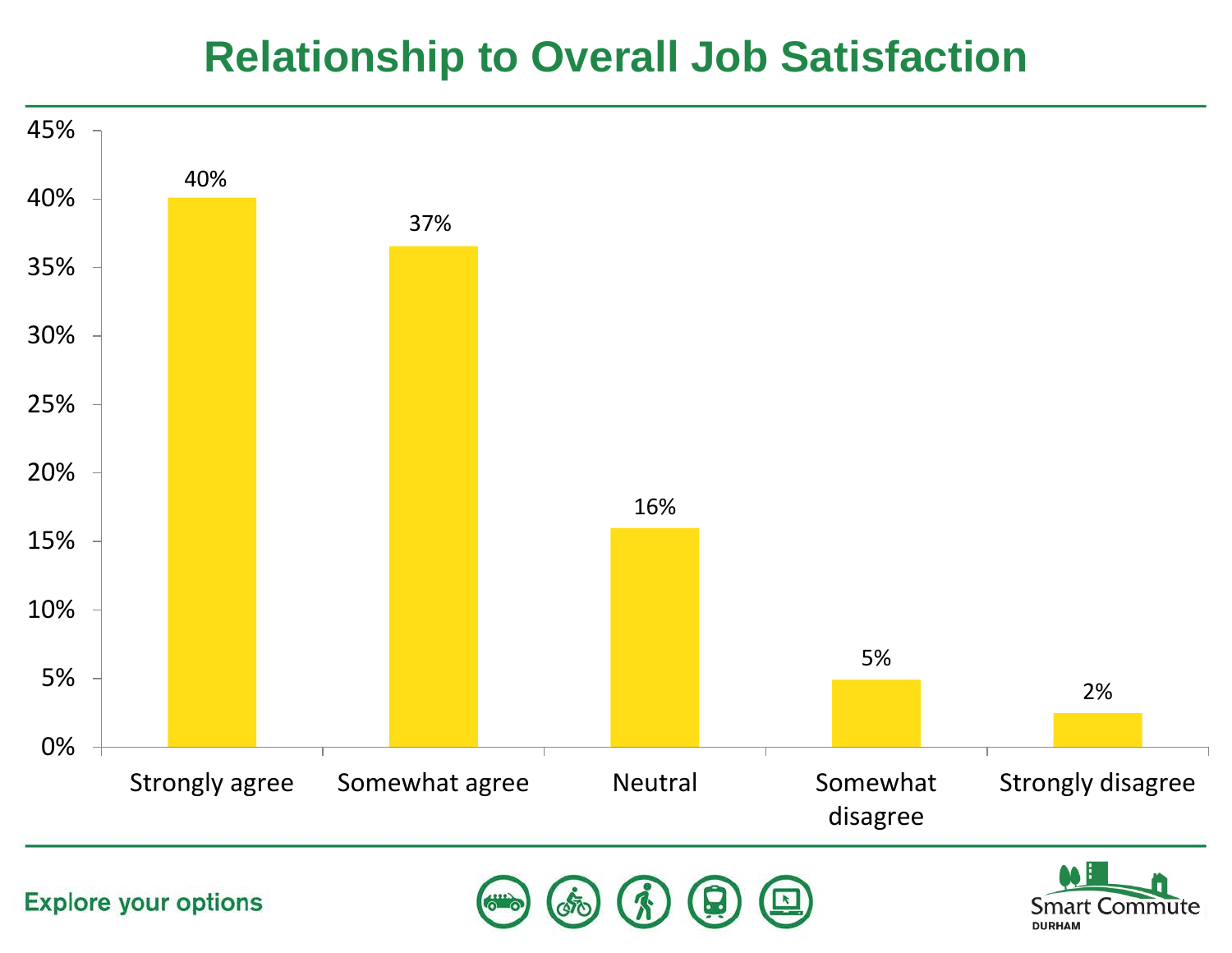# Relationship to Overall Job Satisfaction

| Response | Percentage |
|---|---|
| Strongly agree | 40% |
| Somewhat agree | 37% |
| Neutral | 16% |
| Somewhat disagree | 5% |
| Strongly disagree | 2% |

Explore your options

Smart Commute DURHAM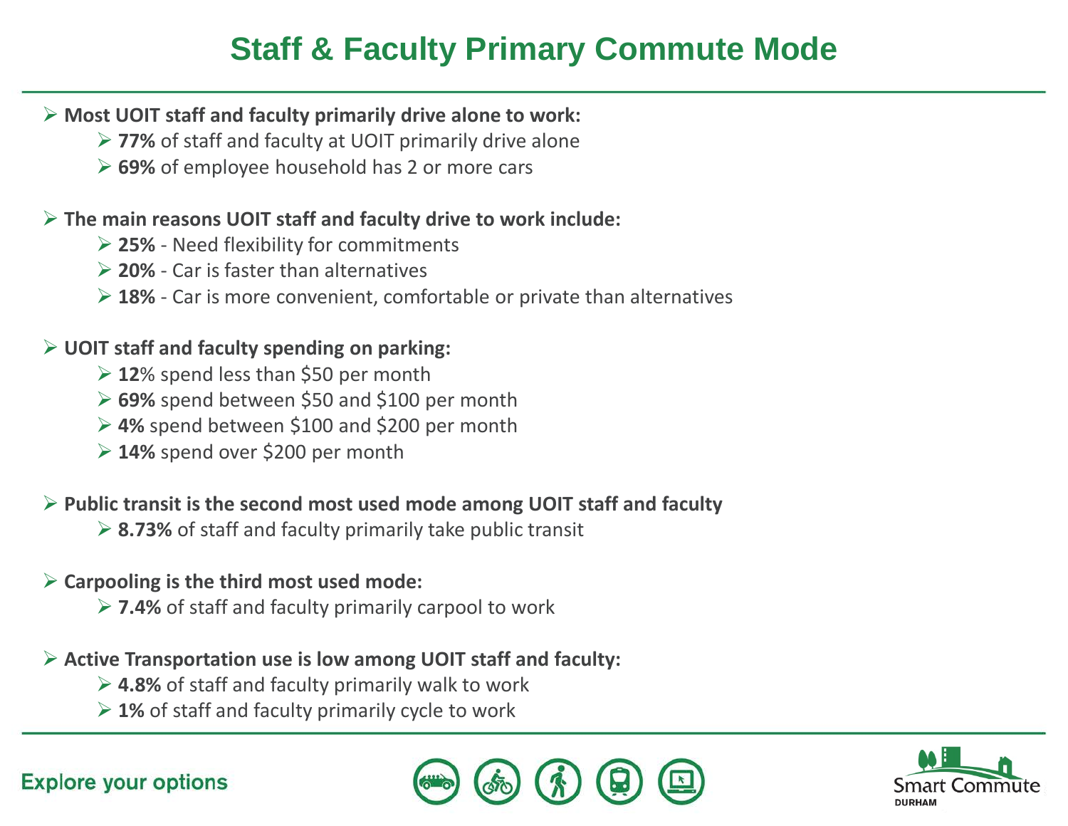# Staff & Faculty Primary Commute Mode

- **Most UOIT staff and faculty primarily drive alone to work:**
  - **77%** of staff and faculty at UOIT primarily drive alone
  - **69%** of employee household has 2 or more cars

- **The main reasons UOIT staff and faculty drive to work include:**
  - **25%** - Need flexibility for commitments
  - **20%** - Car is faster than alternatives
  - **18%** - Car is more convenient, comfortable or private than alternatives

- **UOIT staff and faculty spending on parking:**
  - **12**% spend less than $50 per month
  - **69%** spend between $50 and $100 per month
  - **4%** spend between $100 and $200 per month
  - **14%** spend over $200 per month

- **Public transit is the second most used mode among UOIT staff and faculty**
  - **8.73%** of staff and faculty primarily take public transit

- **Carpooling is the third most used mode:**
  - **7.4%** of staff and faculty primarily carpool to work

- **Active Transportation use is low among UOIT staff and faculty:**
  - **4.8%** of staff and faculty primarily walk to work
  - **1%** of staff and faculty primarily cycle to work

Explore your options

Smart Commute DURHAM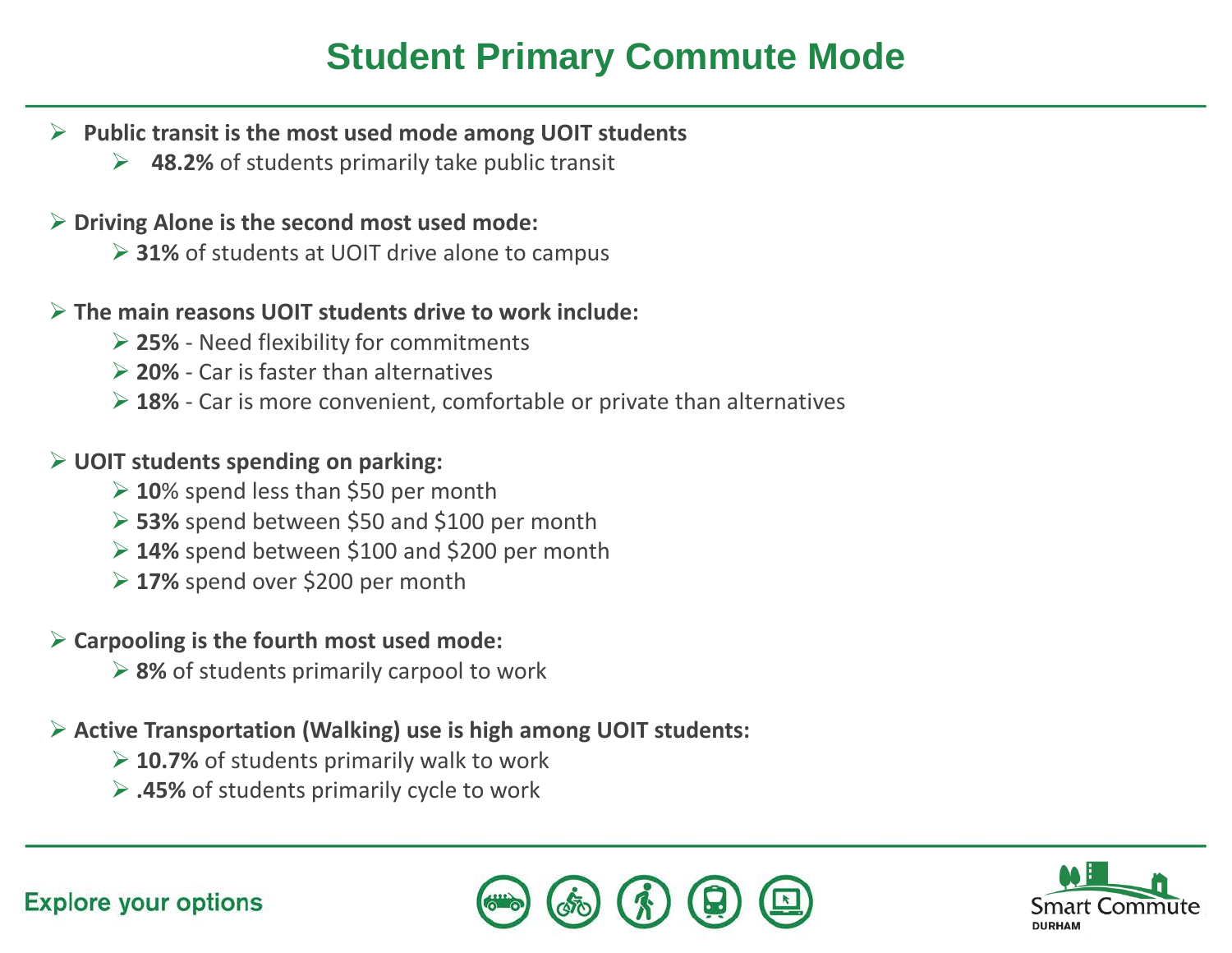# Student Primary Commute Mode

- **Public transit is the most used mode among UOIT students**
  - **48.2%** of students primarily take public transit

- **Driving Alone is the second most used mode:**
  - **31%** of students at UOIT drive alone to campus

- **The main reasons UOIT students drive to work include:**
  - **25%** - Need flexibility for commitments
  - **20%** - Car is faster than alternatives
  - **18%** - Car is more convenient, comfortable or private than alternatives

- **UOIT students spending on parking:**
  - **10**% spend less than $50 per month
  - **53%** spend between $50 and $100 per month
  - **14%** spend between $100 and $200 per month
  - **17%** spend over $200 per month

- **Carpooling is the fourth most used mode:**
  - **8%** of students primarily carpool to work

- **Active Transportation (Walking) use is high among UOIT students:**
  - **10.7%** of students primarily walk to work
  - **.45%** of students primarily cycle to work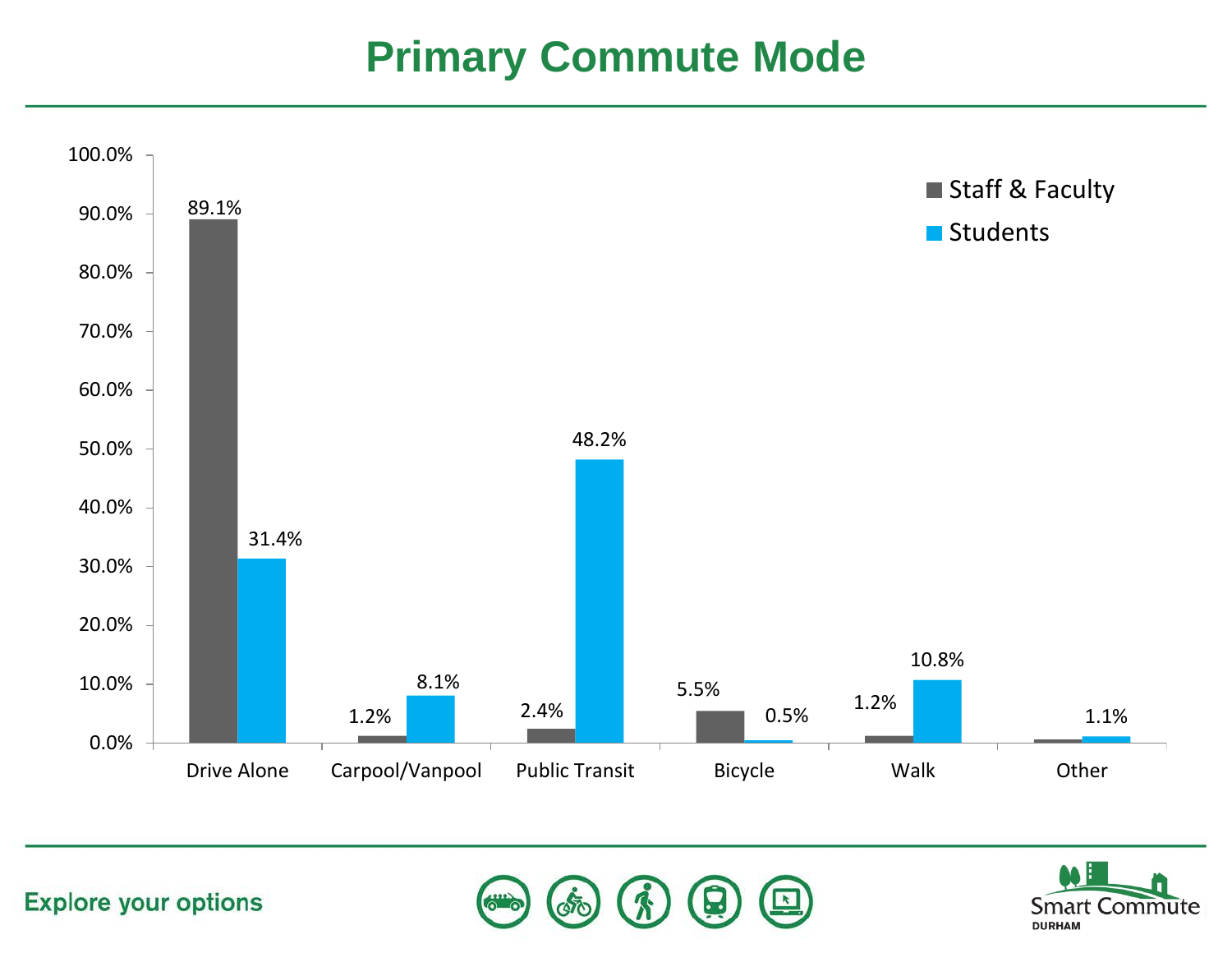# Primary Commute Mode

| | Staff & Faculty | Students |
|---|---|---|
| Drive Alone | 89.1% | 31.4% |
| Carpool/Vanpool | 1.2% | 8.1% |
| Public Transit | 2.4% | 48.2% |
| Bicycle | 5.5% | 0.5% |
| Walk | 1.2% | 10.8% |
| Other | | 1.1% |

Explore your options

Smart Commute DURHAM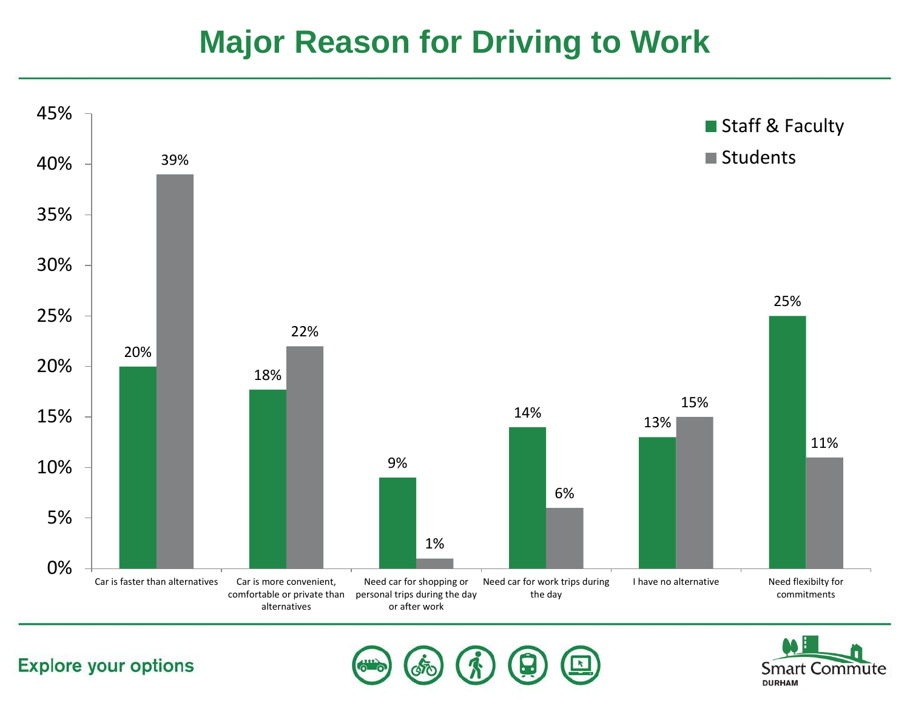# Major Reason for Driving to Work

| Reason | Staff & Faculty | Students |
| --- | --- | --- |
| Car is faster than alternatives | 20% | 39% |
| Car is more convenient, comfortable or private than alternatives | 18% | 22% |
| Need car for shopping or personal trips during the day or after work | 9% | 1% |
| Need car for work trips during the day | 14% | 6% |
| I have no alternative | 13% | 15% |
| Need flexibilty for commitments | 25% | 11% |

Explore your options

Smart Commute DURHAM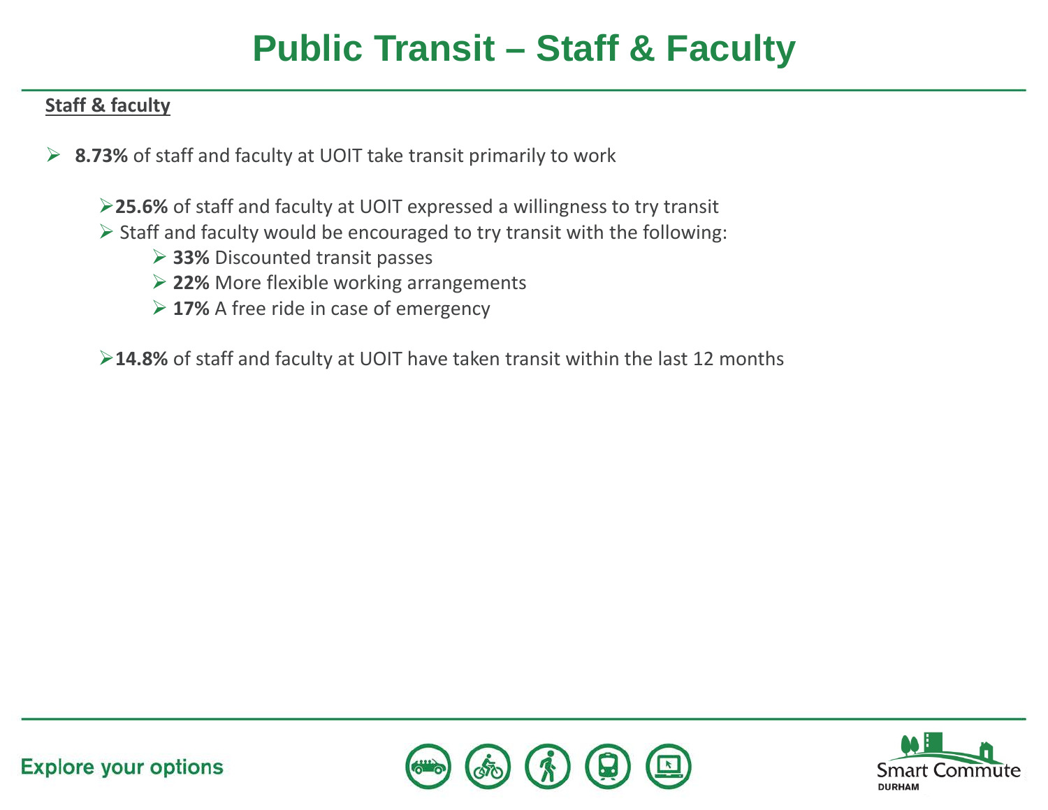# Public Transit – Staff & Faculty

**Staff & faculty**

- **8.73%** of staff and faculty at UOIT take transit primarily to work
  - **25.6%** of staff and faculty at UOIT expressed a willingness to try transit
  - Staff and faculty would be encouraged to try transit with the following:
    - **33%** Discounted transit passes
    - **22%** More flexible working arrangements
    - **17%** A free ride in case of emergency
  - **14.8%** of staff and faculty at UOIT have taken transit within the last 12 months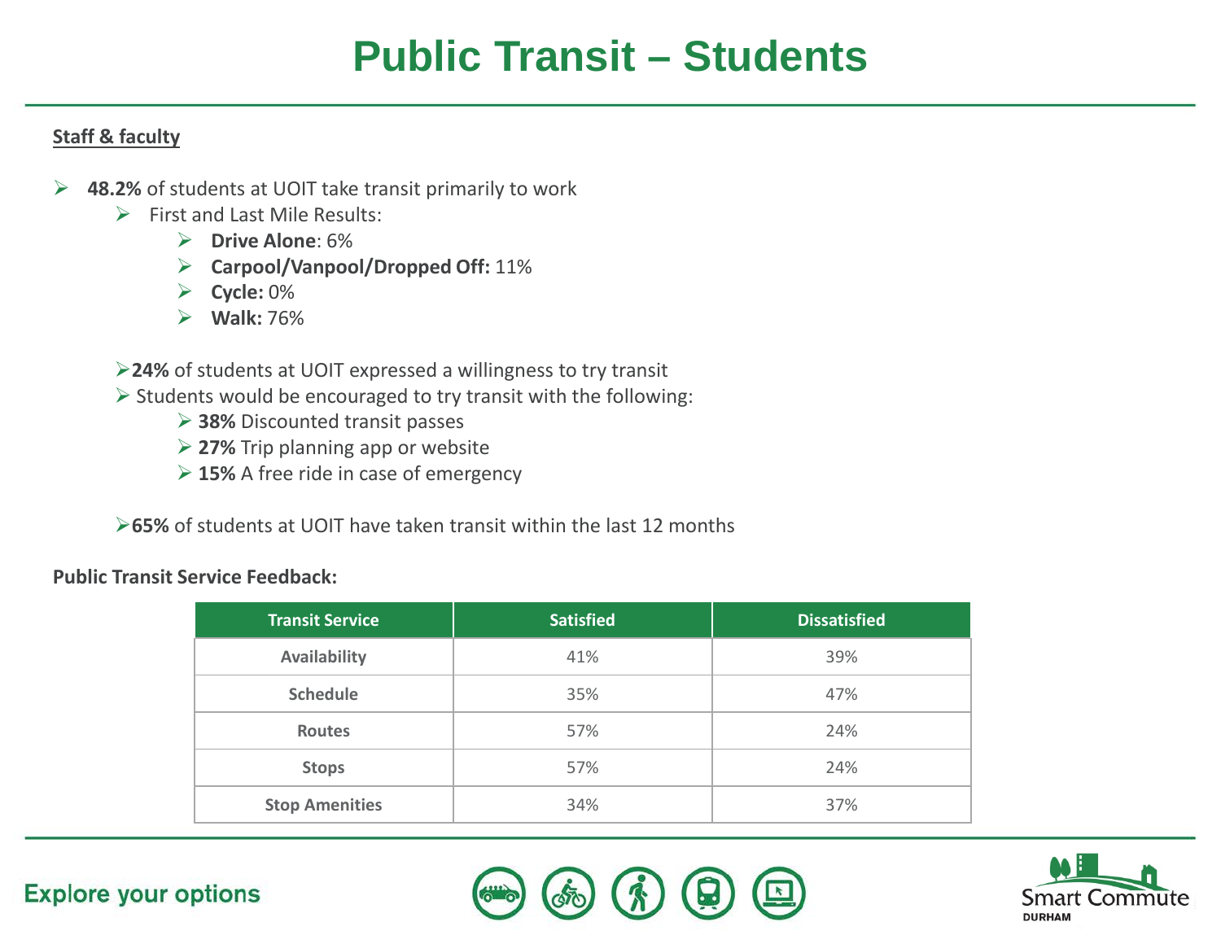# Public Transit – Students

**Staff & faculty**

- **48.2%** of students at UOIT take transit primarily to work
  - First and Last Mile Results:
    - **Drive Alone**: 6%
    - **Carpool/Vanpool/Dropped Off:** 11%
    - **Cycle:** 0%
    - **Walk:** 76%

- **24%** of students at UOIT expressed a willingness to try transit
- Students would be encouraged to try transit with the following:
  - **38%** Discounted transit passes
  - **27%** Trip planning app or website
  - **15%** A free ride in case of emergency

- **65%** of students at UOIT have taken transit within the last 12 months

**Public Transit Service Feedback:**

| Transit Service | Satisfied | Dissatisfied |
|---|---|---|
| Availability | 41% | 39% |
| Schedule | 35% | 47% |
| Routes | 57% | 24% |
| Stops | 57% | 24% |
| Stop Amenities | 34% | 37% |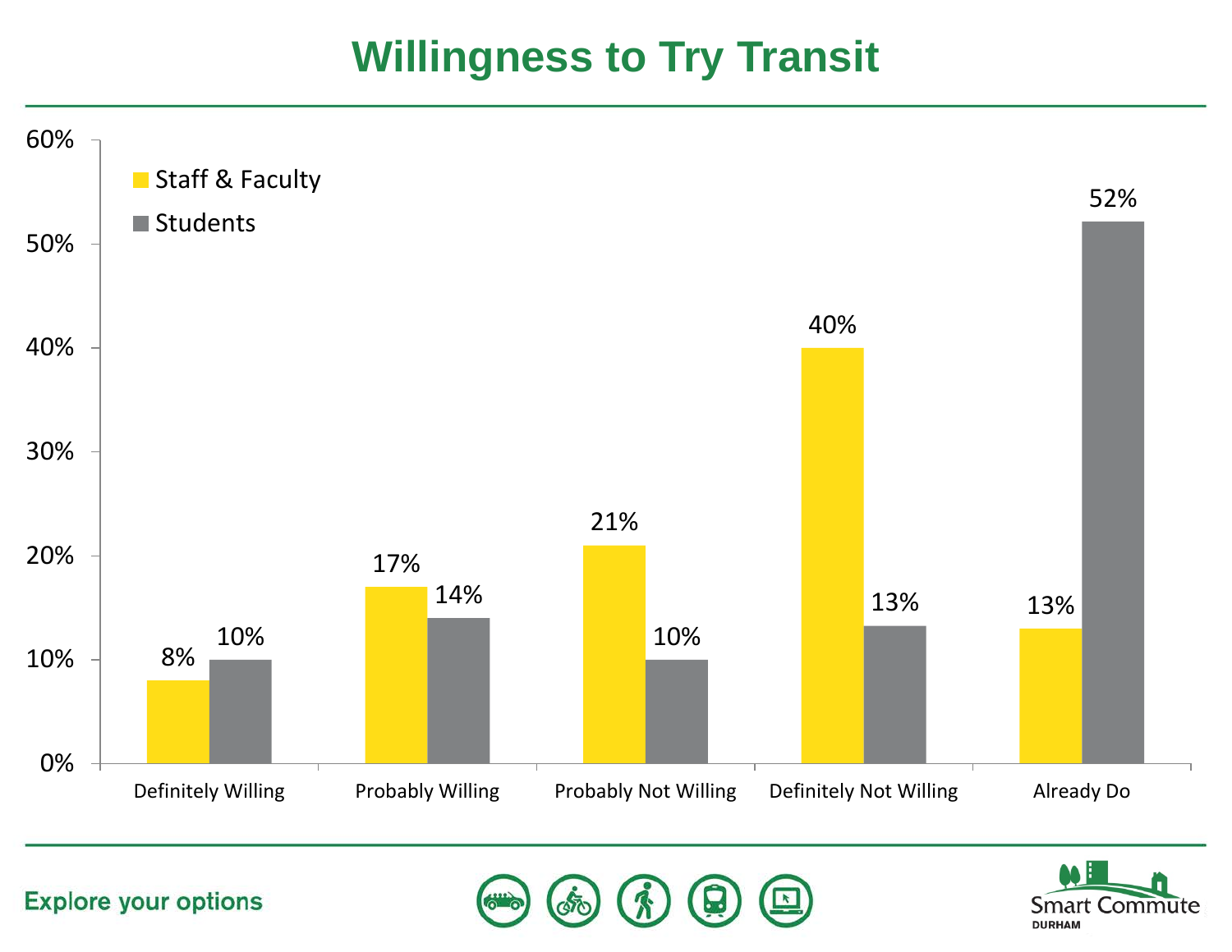# Willingness to Try Transit

| | Staff & Faculty | Students |
|---|---|---|
| Definitely Willing | 8% | 10% |
| Probably Willing | 17% | 14% |
| Probably Not Willing | 21% | 10% |
| Definitely Not Willing | 40% | 13% |
| Already Do | 13% | 52% |

Explore your options

Smart Commute DURHAM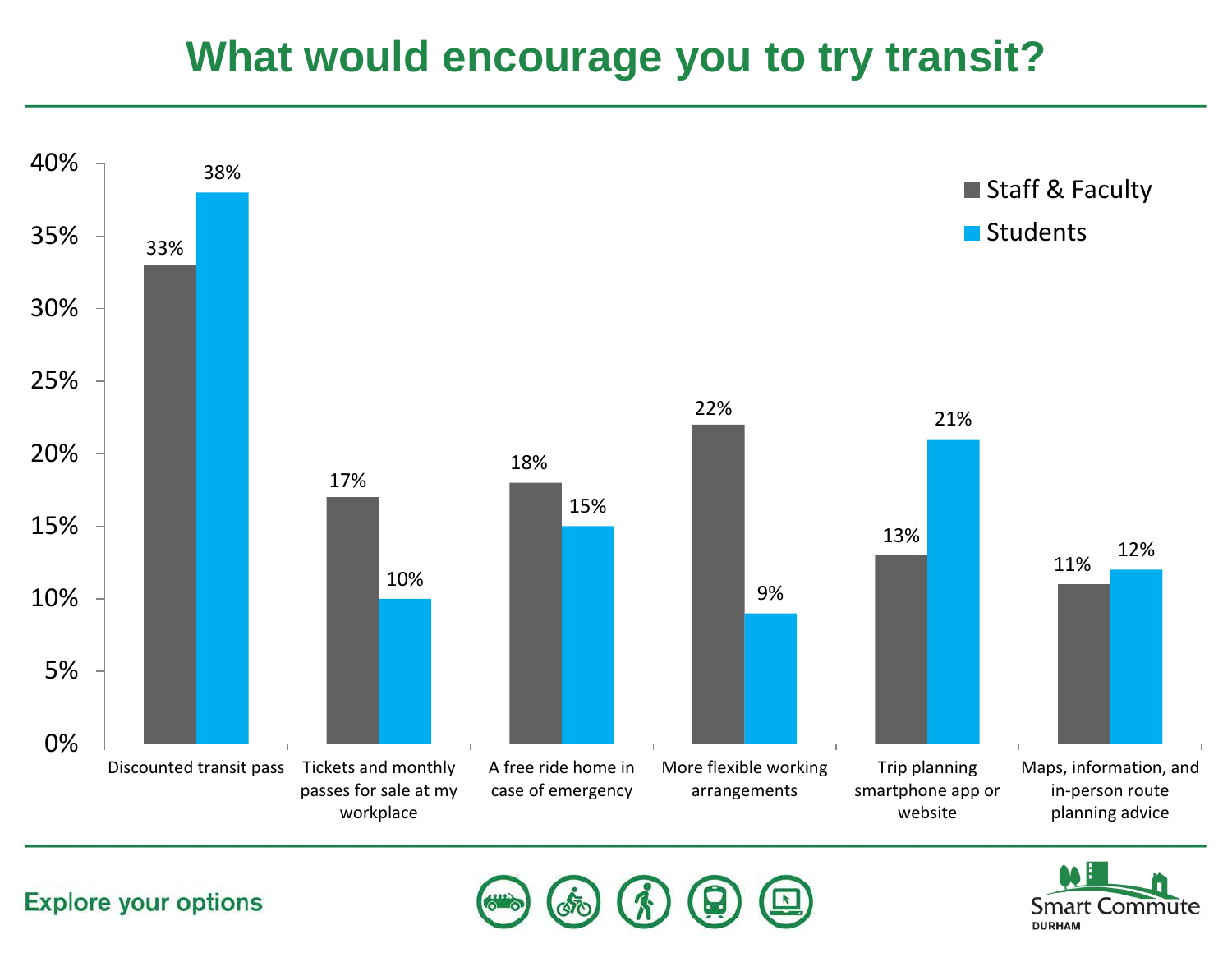# What would encourage you to try transit?

| | Staff & Faculty | Students |
|---|---|---|
| Discounted transit pass | 33% | 38% |
| Tickets and monthly passes for sale at my workplace | 17% | 10% |
| A free ride home in case of emergency | 18% | 15% |
| More flexible working arrangements | 22% | 9% |
| Trip planning smartphone app or website | 13% | 21% |
| Maps, information, and in-person route planning advice | 11% | 12% |

Explore your options

Smart Commute DURHAM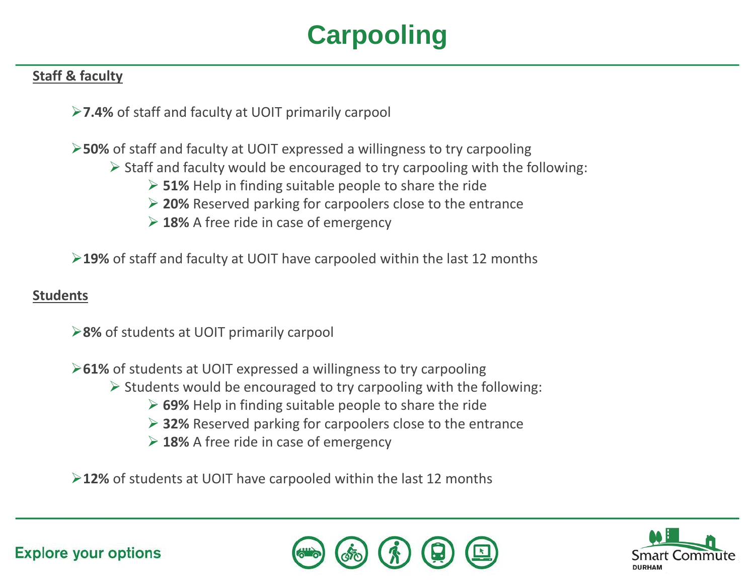# Carpooling

**Staff & faculty**

- **7.4%** of staff and faculty at UOIT primarily carpool

- **50%** of staff and faculty at UOIT expressed a willingness to try carpooling
  - Staff and faculty would be encouraged to try carpooling with the following:
    - **51%** Help in finding suitable people to share the ride
    - **20%** Reserved parking for carpoolers close to the entrance
    - **18%** A free ride in case of emergency

- **19%** of staff and faculty at UOIT have carpooled within the last 12 months

**Students**

- **8%** of students at UOIT primarily carpool

- **61%** of students at UOIT expressed a willingness to try carpooling
  - Students would be encouraged to try carpooling with the following:
    - **69%** Help in finding suitable people to share the ride
    - **32%** Reserved parking for carpoolers close to the entrance
    - **18%** A free ride in case of emergency

- **12%** of students at UOIT have carpooled within the last 12 months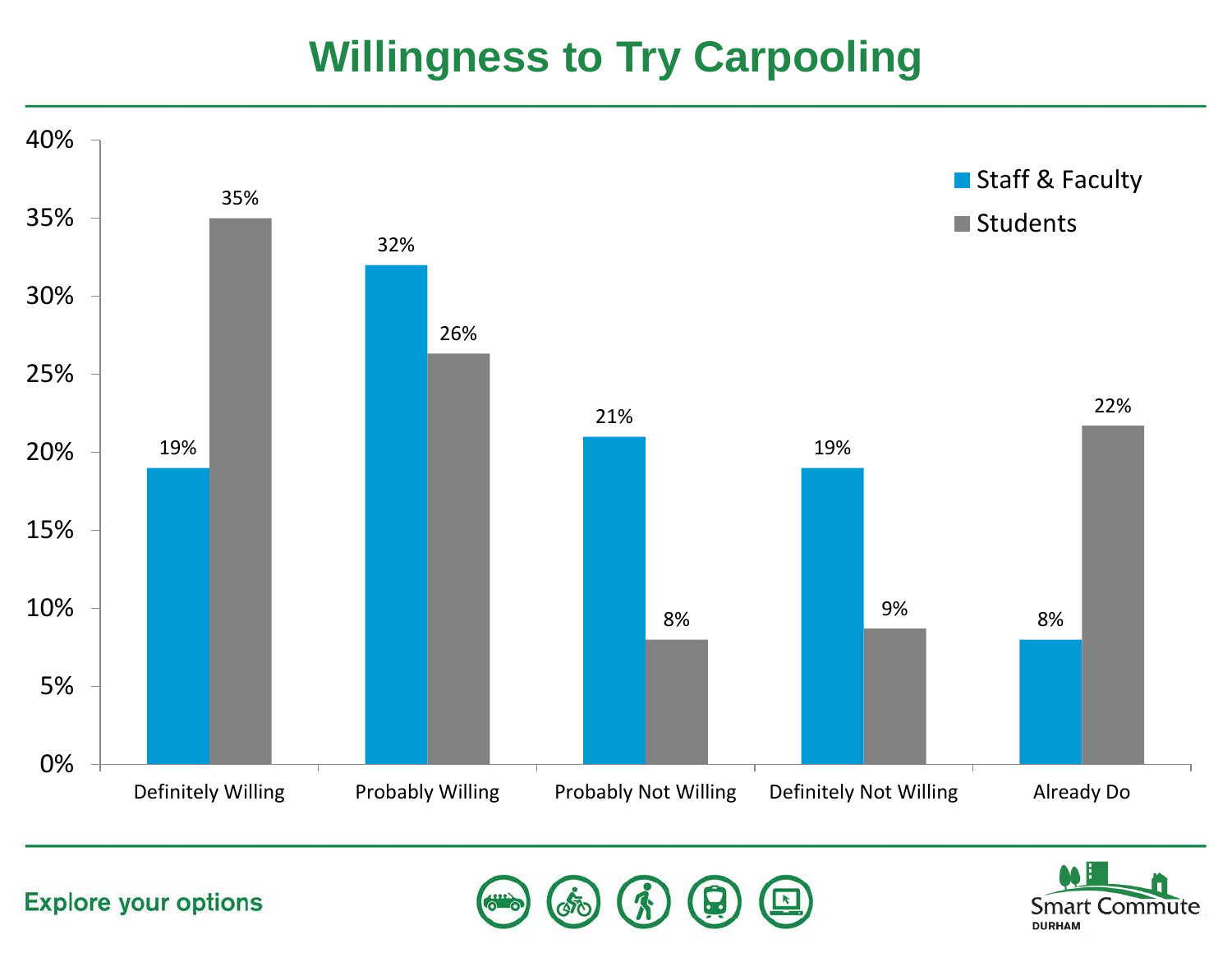# Willingness to Try Carpooling

| | Staff & Faculty | Students |
|---|---|---|
| Definitely Willing | 19% | 35% |
| Probably Willing | 32% | 26% |
| Probably Not Willing | 21% | 8% |
| Definitely Not Willing | 19% | 9% |
| Already Do | 8% | 22% |

Explore your options

Smart Commute DURHAM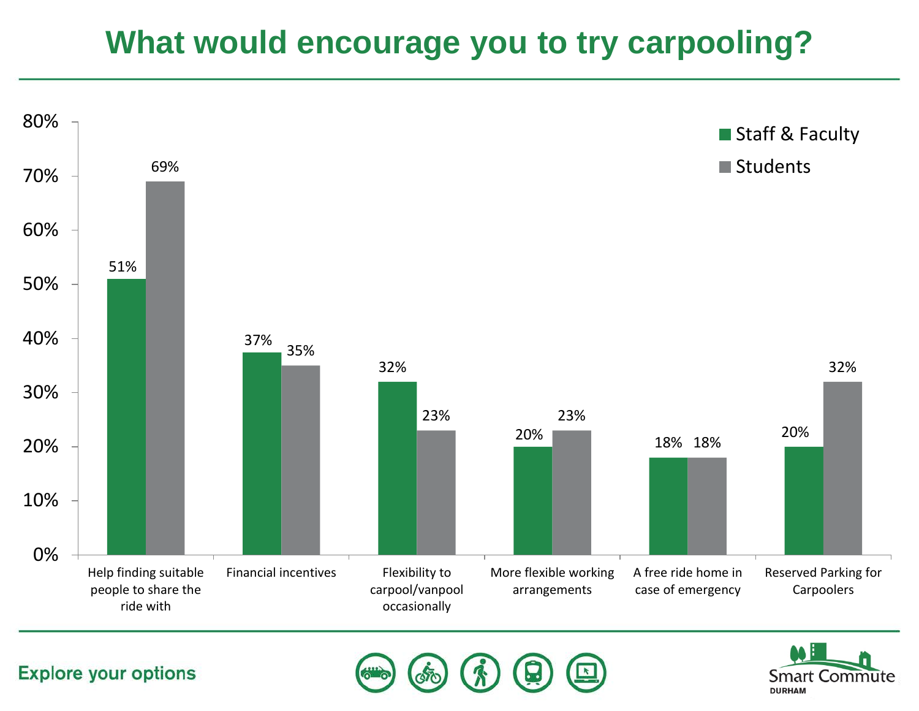# What would encourage you to try carpooling?

| | Staff & Faculty | Students |
|---|---|---|
| Help finding suitable people to share the ride with | 51% | 69% |
| Financial incentives | 37% | 35% |
| Flexibility to carpool/vanpool occasionally | 32% | 23% |
| More flexible working arrangements | 20% | 23% |
| A free ride home in case of emergency | 18% | 18% |
| Reserved Parking for Carpoolers | 20% | 32% |

Explore your options

Smart Commute DURHAM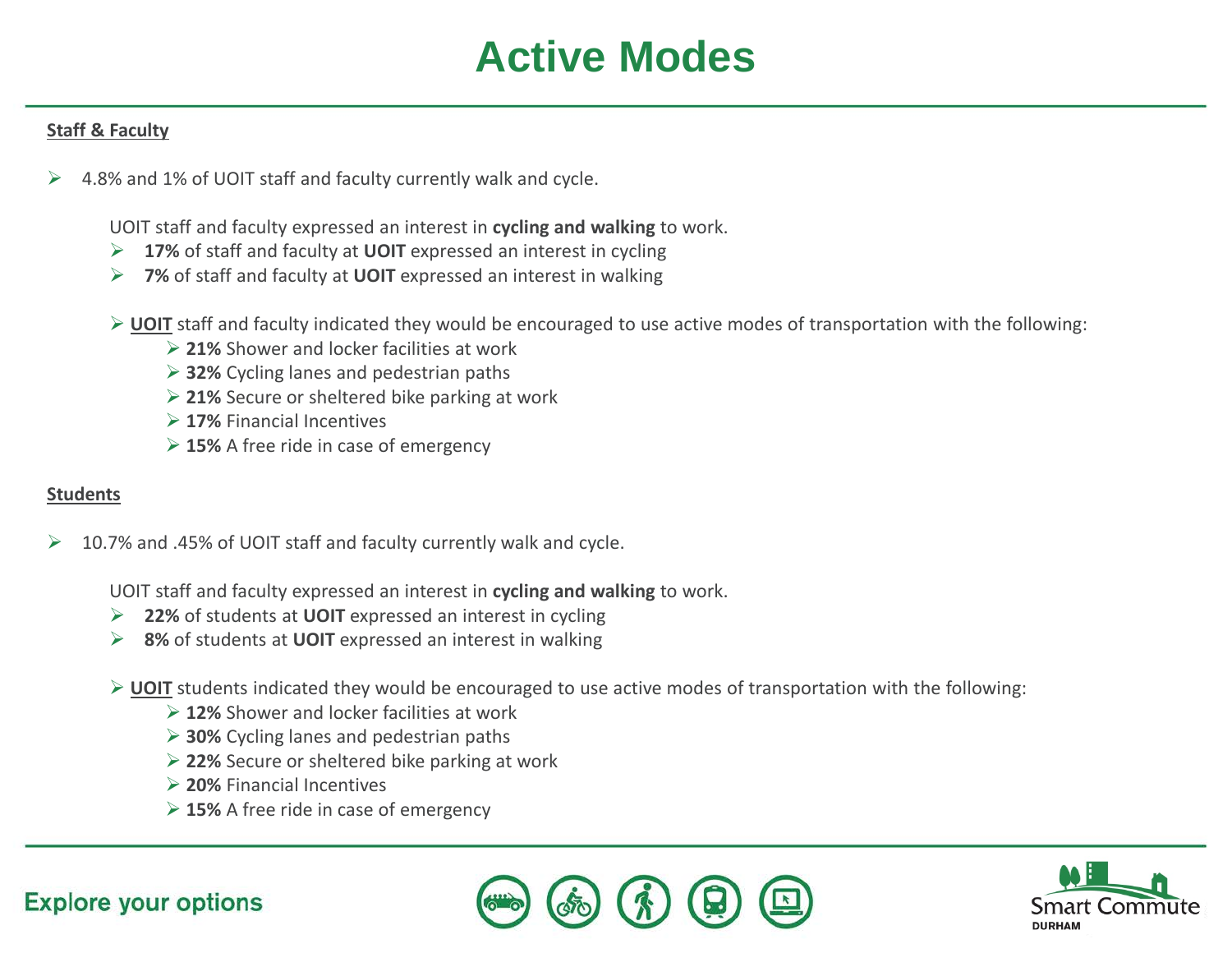# Active Modes

**Staff & Faculty**

- 4.8% and 1% of UOIT staff and faculty currently walk and cycle.

  UOIT staff and faculty expressed an interest in **cycling and walking** to work.
  - **17%** of staff and faculty at **UOIT** expressed an interest in cycling
  - **7%** of staff and faculty at **UOIT** expressed an interest in walking

  - **UOIT** staff and faculty indicated they would be encouraged to use active modes of transportation with the following:
    - **21%** Shower and locker facilities at work
    - **32%** Cycling lanes and pedestrian paths
    - **21%** Secure or sheltered bike parking at work
    - **17%** Financial Incentives
    - **15%** A free ride in case of emergency

**Students**

- 10.7% and .45% of UOIT staff and faculty currently walk and cycle.

  UOIT staff and faculty expressed an interest in **cycling and walking** to work.
  - **22%** of students at **UOIT** expressed an interest in cycling
  - **8%** of students at **UOIT** expressed an interest in walking

  - **UOIT** students indicated they would be encouraged to use active modes of transportation with the following:
    - **12%** Shower and locker facilities at work
    - **30%** Cycling lanes and pedestrian paths
    - **22%** Secure or sheltered bike parking at work
    - **20%** Financial Incentives
    - **15%** A free ride in case of emergency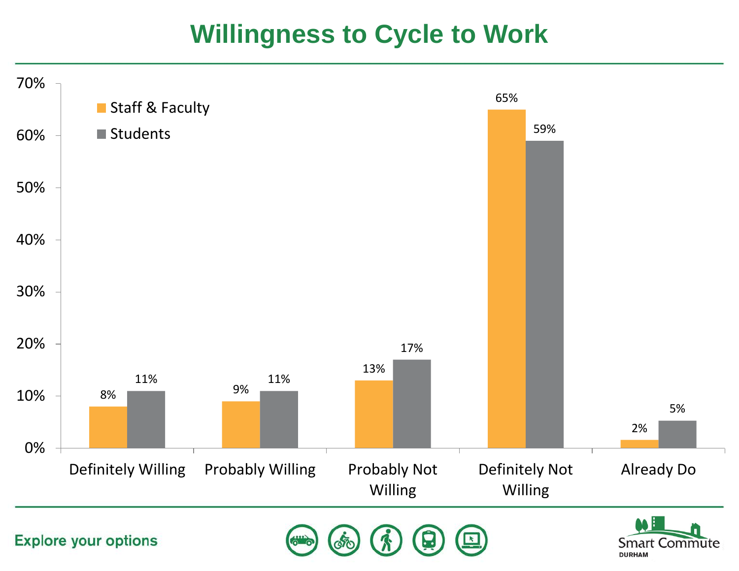# Willingness to Cycle to Work

| | Staff & Faculty | Students |
|---|---|---|
| Definitely Willing | 8% | 11% |
| Probably Willing | 9% | 11% |
| Probably Not Willing | 13% | 17% |
| Definitely Not Willing | 65% | 59% |
| Already Do | 2% | 5% |

Explore your options

Smart Commute DURHAM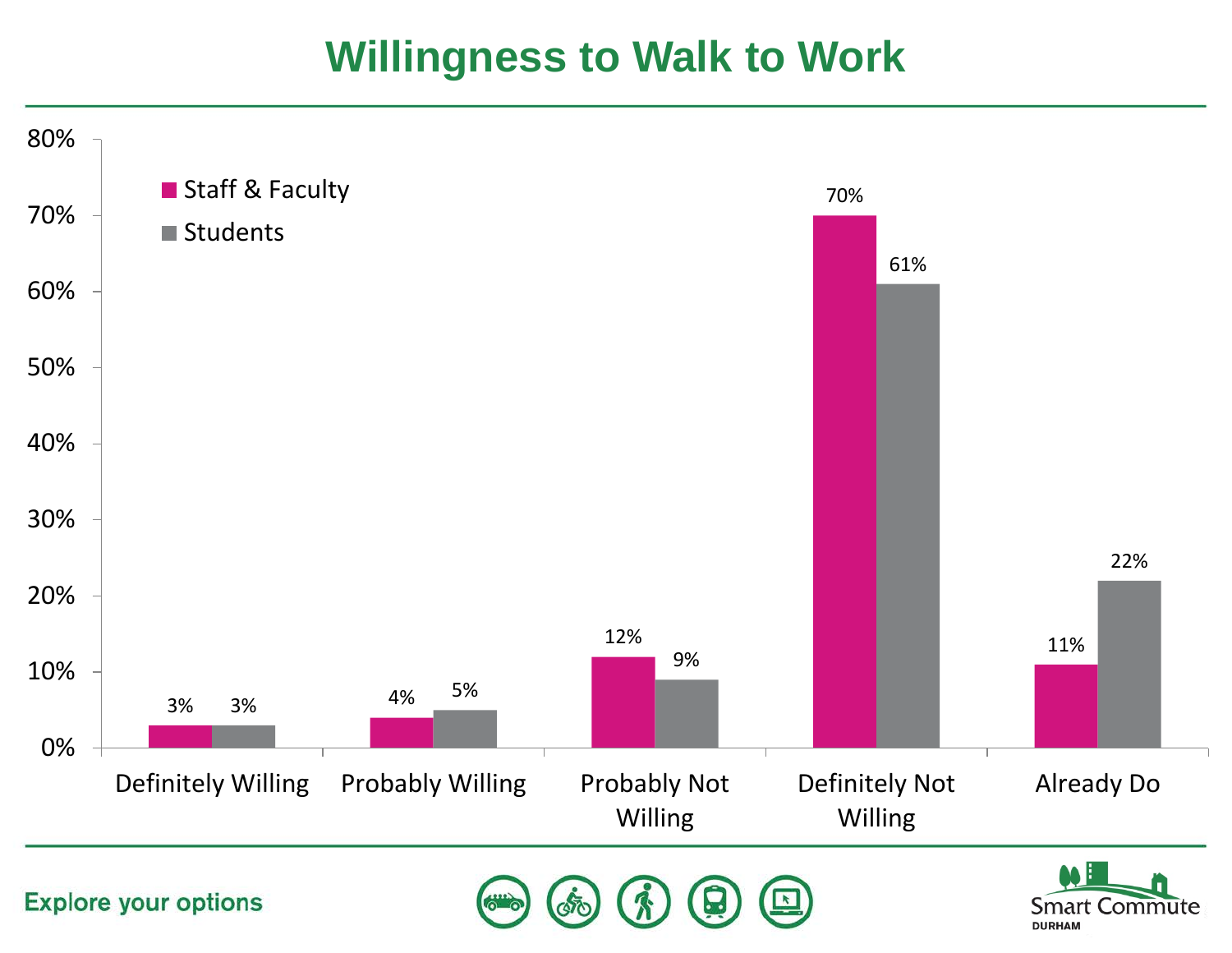# Willingness to Walk to Work

| | Staff & Faculty | Students |
|---|---|---|
| Definitely Willing | 3% | 3% |
| Probably Willing | 4% | 5% |
| Probably Not Willing | 12% | 9% |
| Definitely Not Willing | 70% | 61% |
| Already Do | 11% | 22% |

Explore your options

Smart Commute DURHAM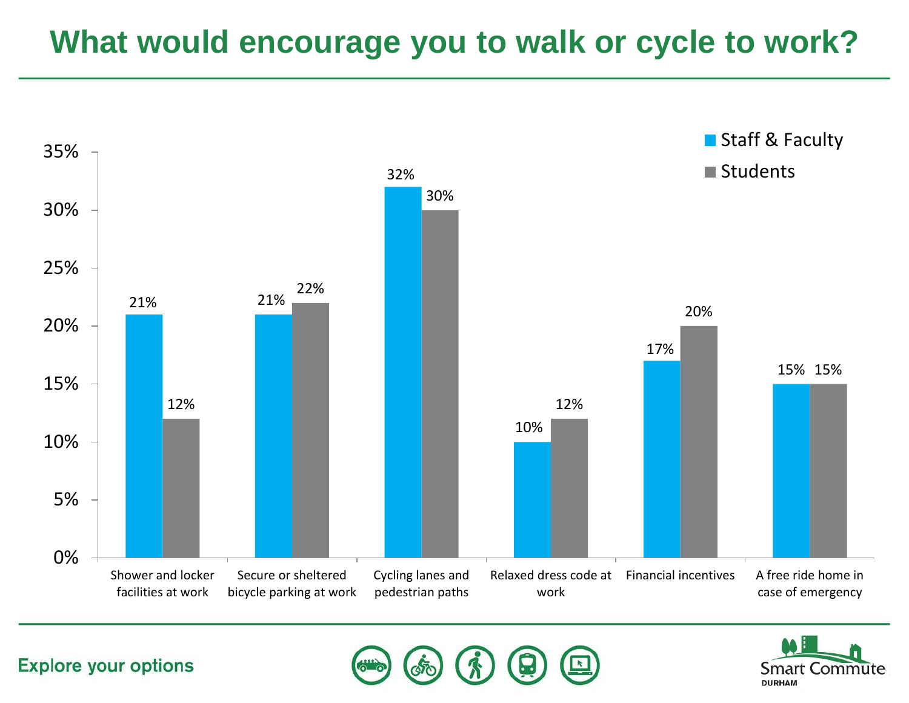# What would encourage you to walk or cycle to work?

| | Staff & Faculty | Students |
|---|---|---|
| Shower and locker facilities at work | 21% | 12% |
| Secure or sheltered bicycle parking at work | 21% | 22% |
| Cycling lanes and pedestrian paths | 32% | 30% |
| Relaxed dress code at work | 10% | 12% |
| Financial incentives | 17% | 20% |
| A free ride home in case of emergency | 15% | 15% |

Explore your options

Smart Commute DURHAM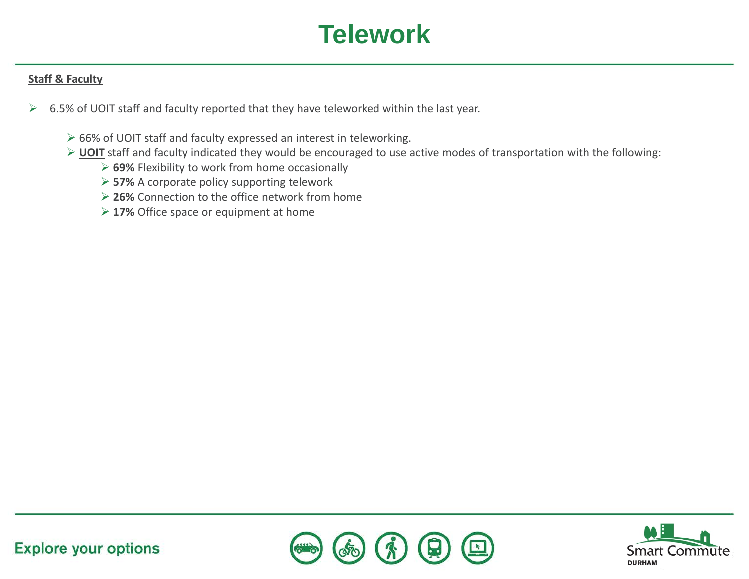# Telework

**Staff & Faculty**

- 6.5% of UOIT staff and faculty reported that they have teleworked within the last year.
  - 66% of UOIT staff and faculty expressed an interest in teleworking.
  - **UOIT** staff and faculty indicated they would be encouraged to use active modes of transportation with the following:
    - **69%** Flexibility to work from home occasionally
    - **57%** A corporate policy supporting telework
    - **26%** Connection to the office network from home
    - **17%** Office space or equipment at home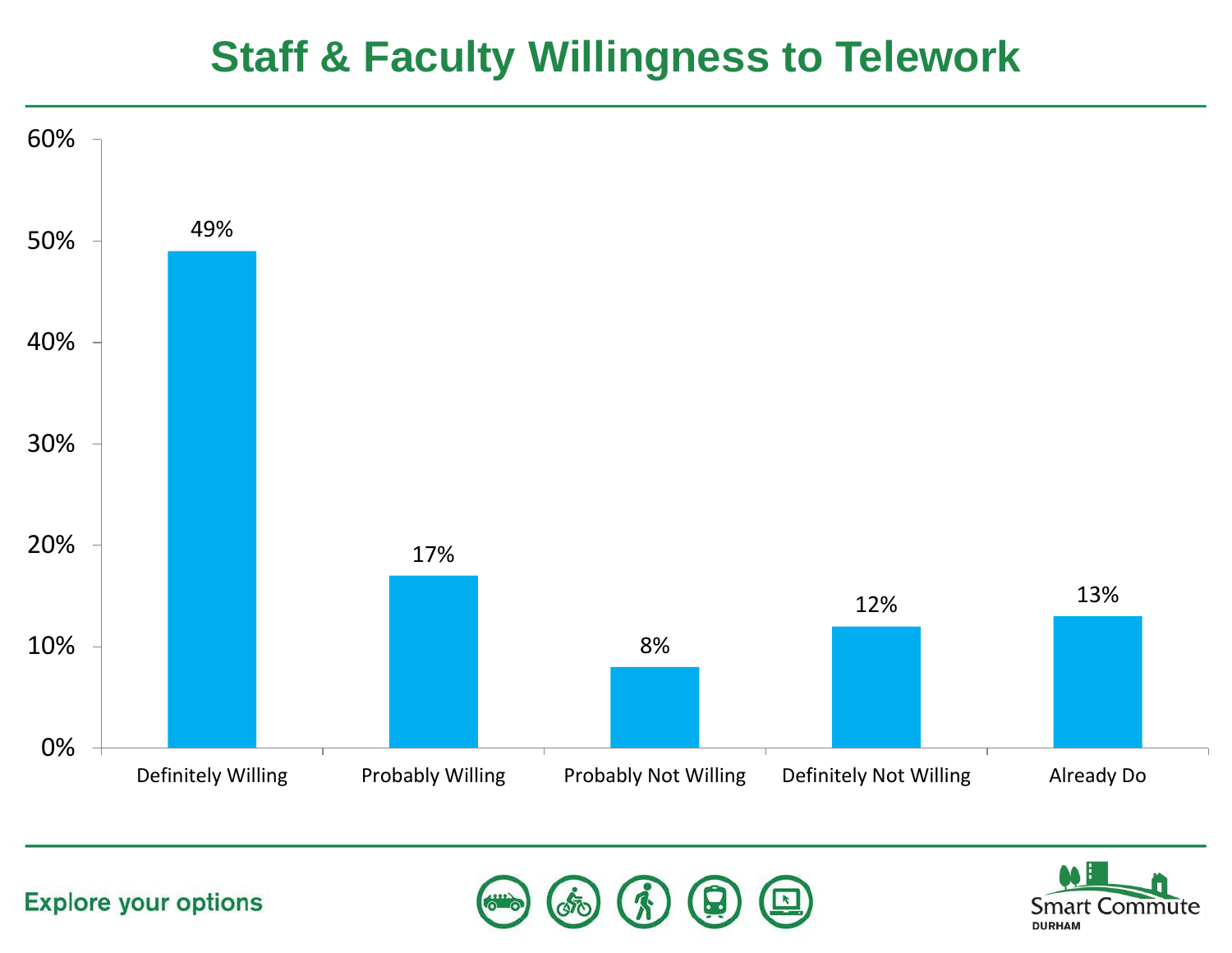# Staff & Faculty Willingness to Telework

| Response | Percentage |
| --- | --- |
| Definitely Willing | 49% |
| Probably Willing | 17% |
| Probably Not Willing | 8% |
| Definitely Not Willing | 12% |
| Already Do | 13% |

Explore your options

Smart Commute DURHAM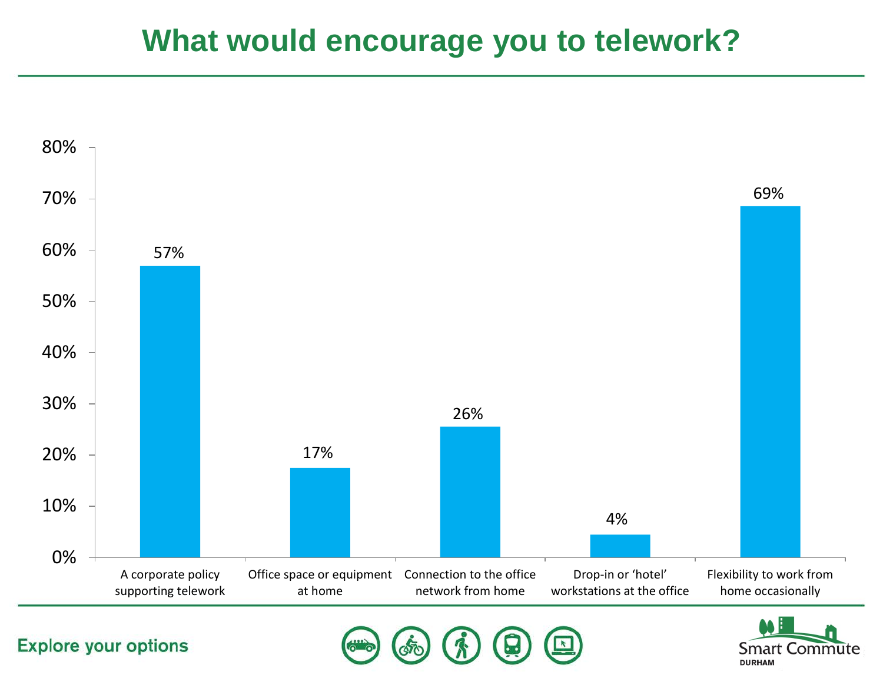# What would encourage you to telework?

| Option | Percentage |
|---|---|
| A corporate policy supporting telework | 57% |
| Office space or equipment at home | 17% |
| Connection to the office network from home | 26% |
| Drop-in or 'hotel' workstations at the office | 4% |
| Flexibility to work from home occasionally | 69% |

Explore your options

Smart Commute DURHAM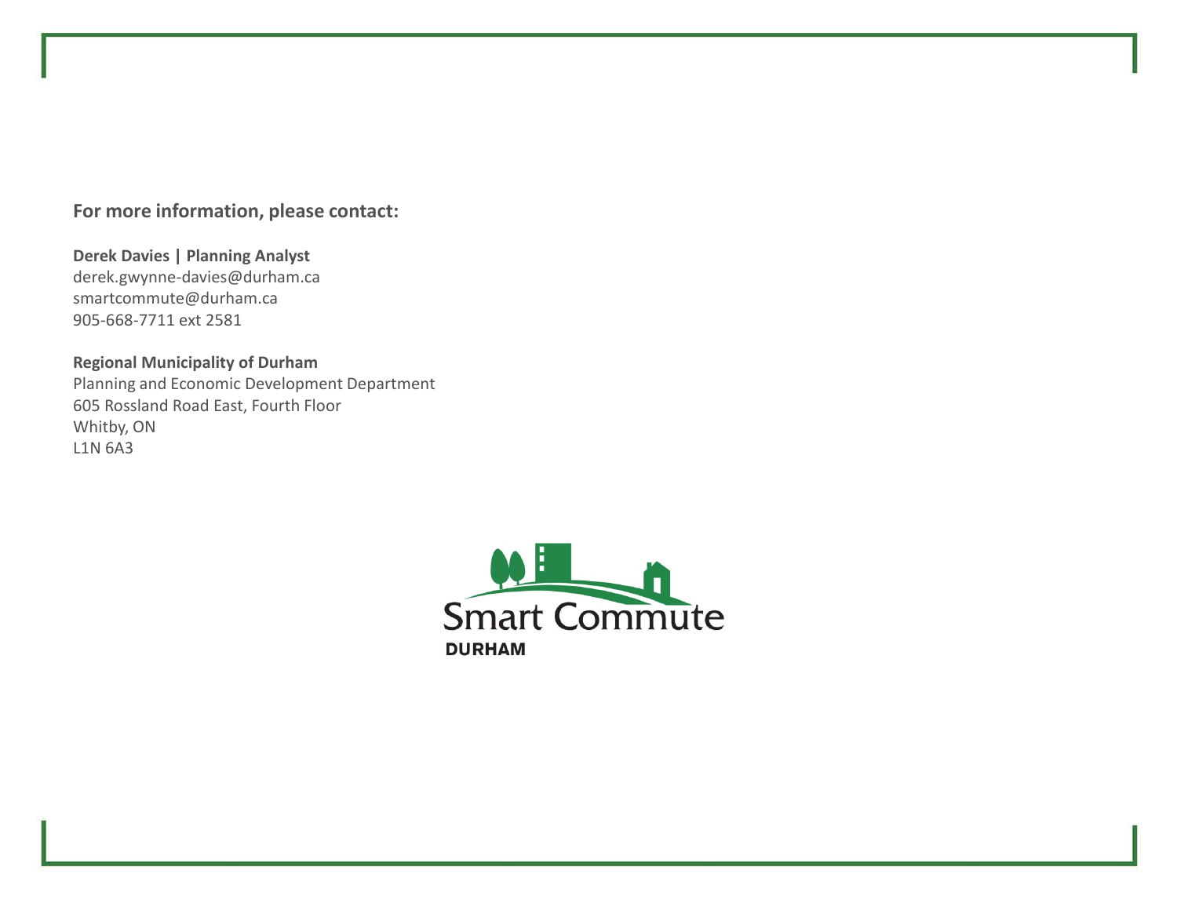**For more information, please contact:**

**Derek Davies | Planning Analyst**
derek.gwynne-davies@durham.ca
smartcommute@durham.ca
905-668-7711 ext 2581

**Regional Municipality of Durham**
Planning and Economic Development Department
605 Rossland Road East, Fourth Floor
Whitby, ON
L1N 6A3

Smart Commute
DURHAM